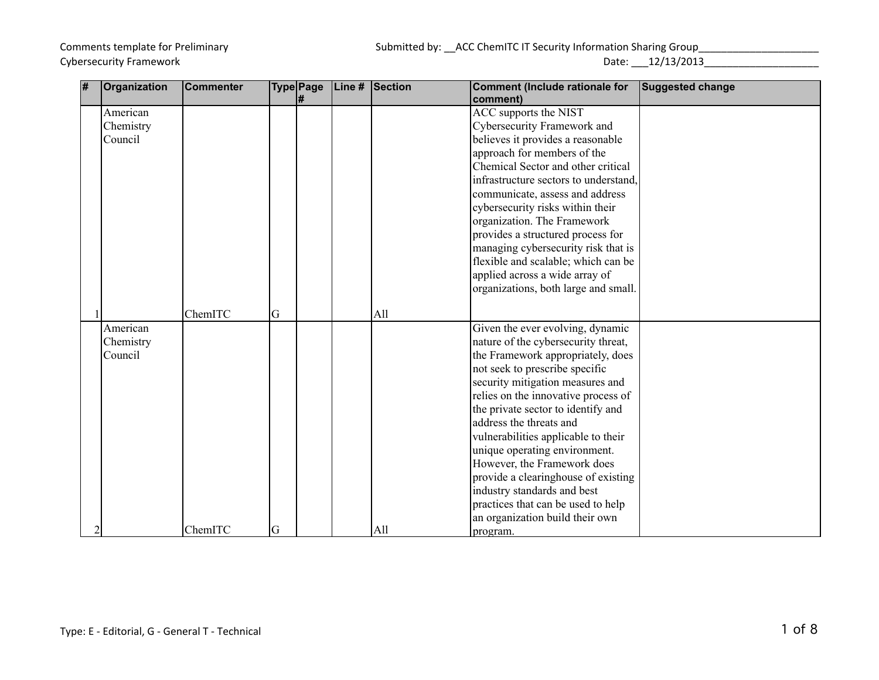Comments template for Preliminary Cybersecurity Framework

Submitted by: __ACC ChemITC IT Security Information Sharing Group______________________

Date: ___12/13/2013_____________________

| # | Organization | Commenter | Type | Page # | Line # | Section | Comment (Include rationale for comment) | Suggested change |
|---|---|---|---|---|---|---|---|---|
| 1 | American Chemistry Council | ChemITC | G | | | All | ACC supports the NIST Cybersecurity Framework and believes it provides a reasonable approach for members of the Chemical Sector and other critical infrastructure sectors to understand, communicate, assess and address cybersecurity risks within their organization. The Framework provides a structured process for managing cybersecurity risk that is flexible and scalable; which can be applied across a wide array of organizations, both large and small. | |
| 2 | American Chemistry Council | ChemITC | G | | | All | Given the ever evolving, dynamic nature of the cybersecurity threat, the Framework appropriately, does not seek to prescribe specific security mitigation measures and relies on the innovative process of the private sector to identify and address the threats and vulnerabilities applicable to their unique operating environment. However, the Framework does provide a clearinghouse of existing industry standards and best practices that can be used to help an organization build their own program. | |

Type: E - Editorial, G - General T - Technical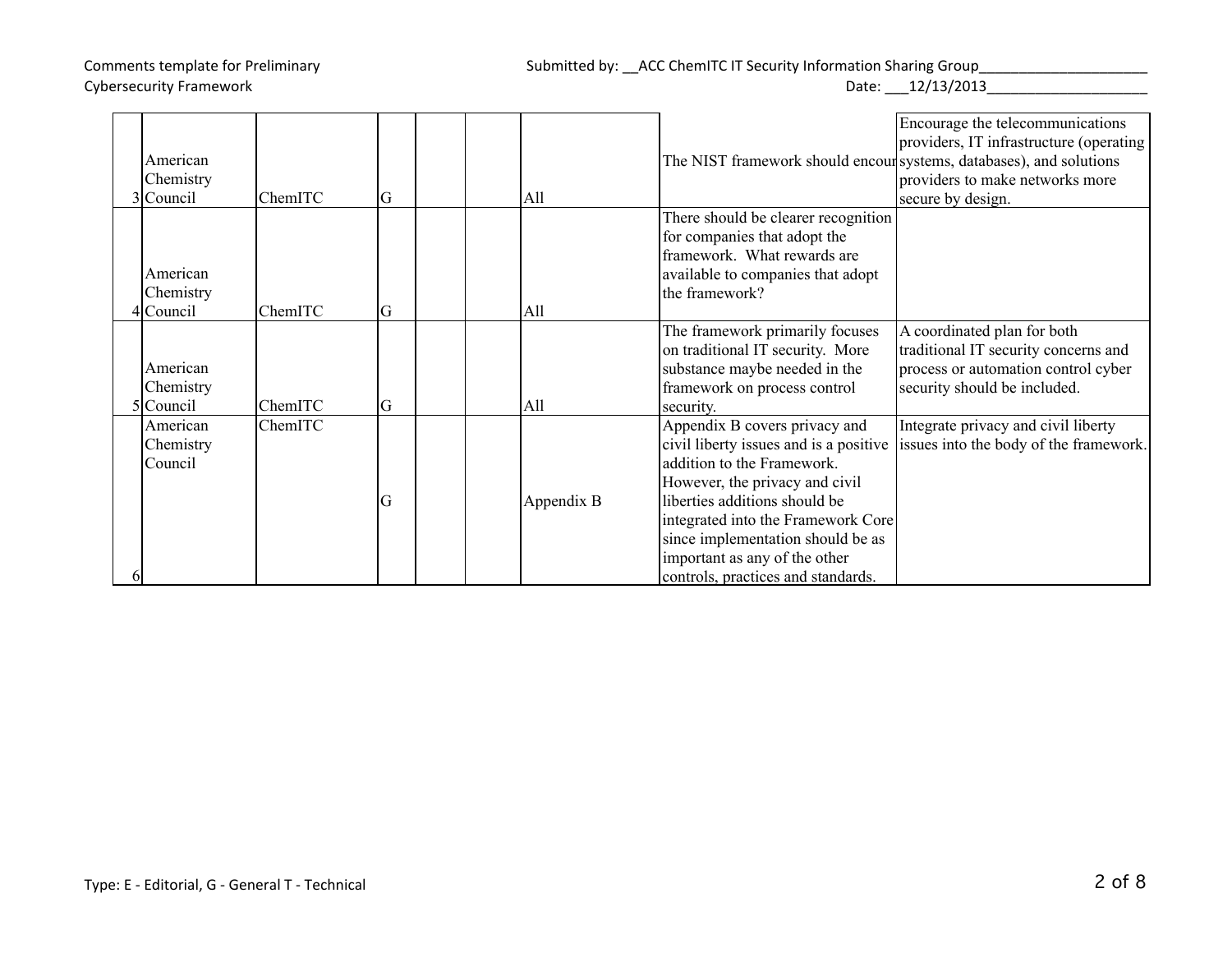| 3 | American Chemistry Council | ChemITC | G | | | All | The NIST framework should encour | Encourage the telecommunications providers, IT infrastructure (operating systems, databases), and solutions providers to make networks more secure by design. |
|---|---|---|---|---|---|---|---|---|
| 4 | American Chemistry Council | ChemITC | G | | | All | There should be clearer recognition for companies that adopt the framework. What rewards are available to companies that adopt the framework? | |
| 5 | American Chemistry Council | ChemITC | G | | | All | The framework primarily focuses on traditional IT security. More substance maybe needed in the framework on process control security. | A coordinated plan for both traditional IT security concerns and process or automation control cyber security should be included. |
| 6 | American Chemistry Council | ChemITC | G | | | Appendix B | Appendix B covers privacy and civil liberty issues and is a positive addition to the Framework. However, the privacy and civil liberties additions should be integrated into the Framework Core since implementation should be as important as any of the other controls, practices and standards. | Integrate privacy and civil liberty issues into the body of the framework. |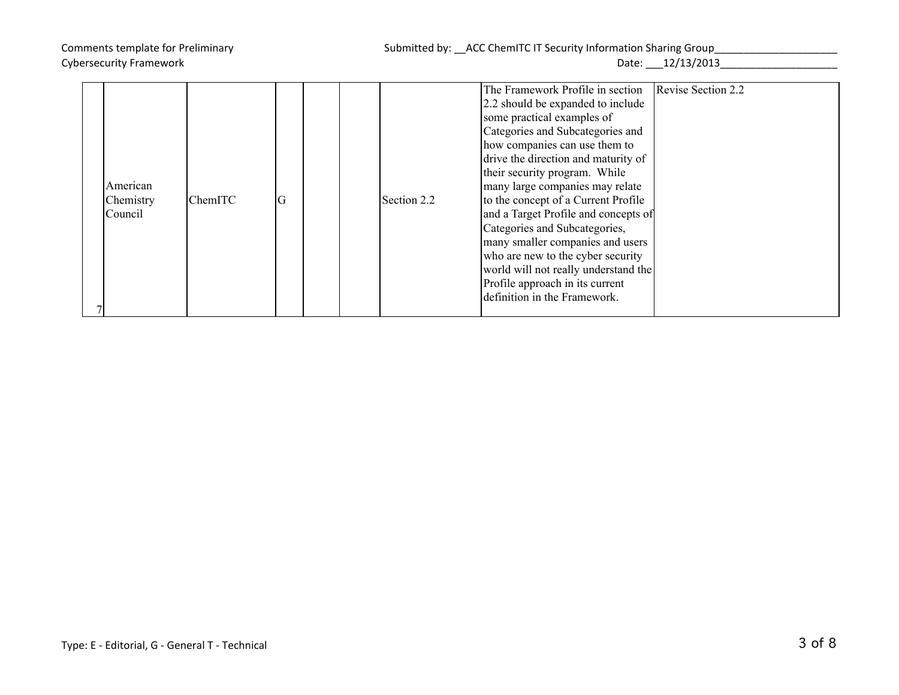| 7 | American Chemistry Council | ChemITC | G | | | Section 2.2 | The Framework Profile in section 2.2 should be expanded to include some practical examples of Categories and Subcategories and how companies can use them to drive the direction and maturity of their security program. While many large companies may relate to the concept of a Current Profile and a Target Profile and concepts of Categories and Subcategories, many smaller companies and users who are new to the cyber security world will not really understand the Profile approach in its current definition in the Framework. | Revise Section 2.2 |
|---|---|---|---|---|---|---|---|---|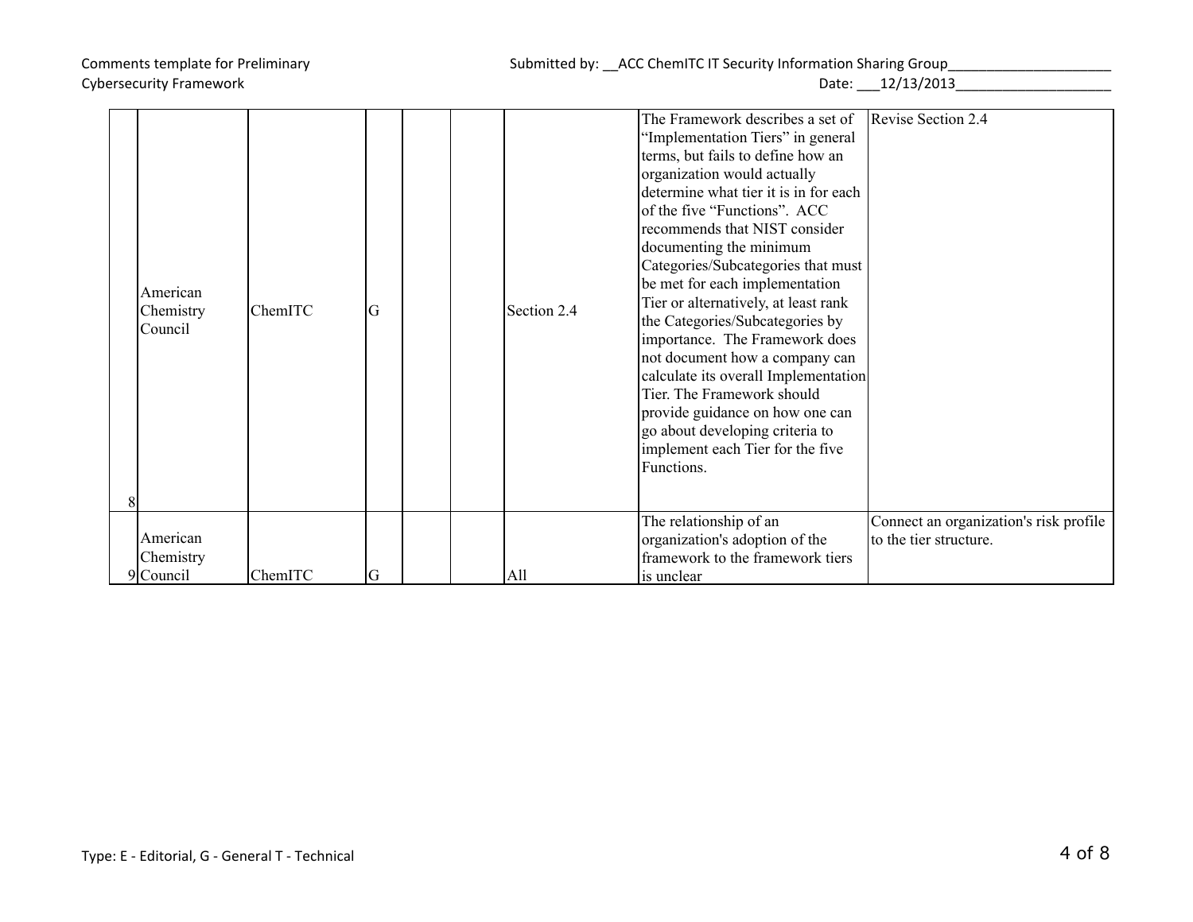| | | | | | | | | |
|---|---|---|---|---|---|---|---|---|
| 8 | American Chemistry Council | ChemITC | G | | | Section 2.4 | The Framework describes a set of "Implementation Tiers" in general terms, but fails to define how an organization would actually determine what tier it is in for each of the five "Functions". ACC recommends that NIST consider documenting the minimum Categories/Subcategories that must be met for each implementation Tier or alternatively, at least rank the Categories/Subcategories by importance. The Framework does not document how a company can calculate its overall Implementation Tier. The Framework should provide guidance on how one can go about developing criteria to implement each Tier for the five Functions. | Revise Section 2.4 |
| 9 | American Chemistry Council | ChemITC | G | | | All | The relationship of an organization's adoption of the framework to the framework tiers is unclear | Connect an organization's risk profile to the tier structure. |

Type: E - Editorial, G - General T - Technical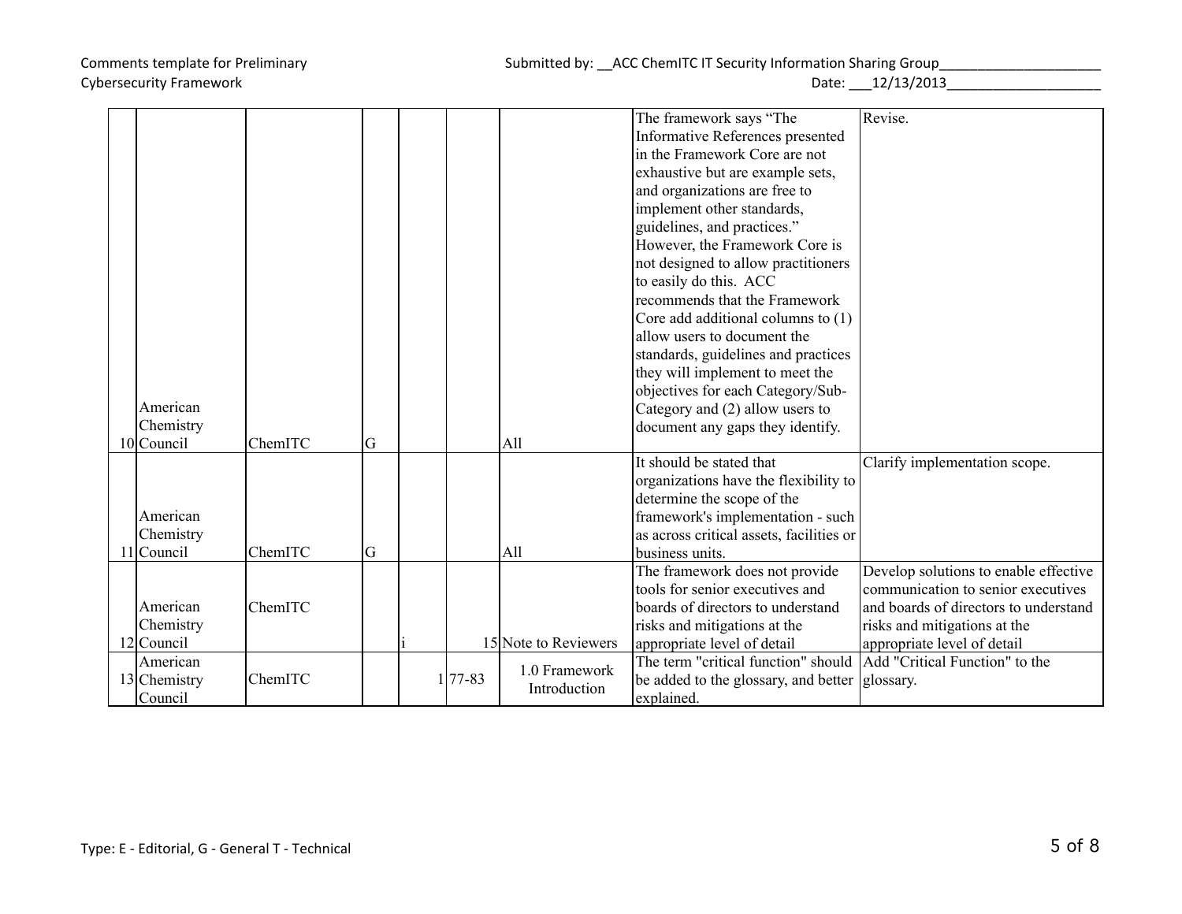| | | | | | | | | |
|---|---|---|---|---|---|---|---|---|
| 10 | American Chemistry Council | ChemITC | G | | | All | The framework says "The Informative References presented in the Framework Core are not exhaustive but are example sets, and organizations are free to implement other standards, guidelines, and practices." However, the Framework Core is not designed to allow practitioners to easily do this. ACC recommends that the Framework Core add additional columns to (1) allow users to document the standards, guidelines and practices they will implement to meet the objectives for each Category/Sub-Category and (2) allow users to document any gaps they identify. | Revise. |
| 11 | American Chemistry Council | ChemITC | G | | | All | It should be stated that organizations have the flexibility to determine the scope of the framework's implementation - such as across critical assets, facilities or business units. | Clarify implementation scope. |
| 12 | American Chemistry Council | ChemITC | | i | 15 | Note to Reviewers | The framework does not provide tools for senior executives and boards of directors to understand risks and mitigations at the appropriate level of detail | Develop solutions to enable effective communication to senior executives and boards of directors to understand risks and mitigations at the appropriate level of detail |
| 13 | American Chemistry Council | ChemITC | | 1 | 77-83 | 1.0 Framework Introduction | The term "critical function" should be added to the glossary, and better explained. | Add "Critical Function" to the glossary. |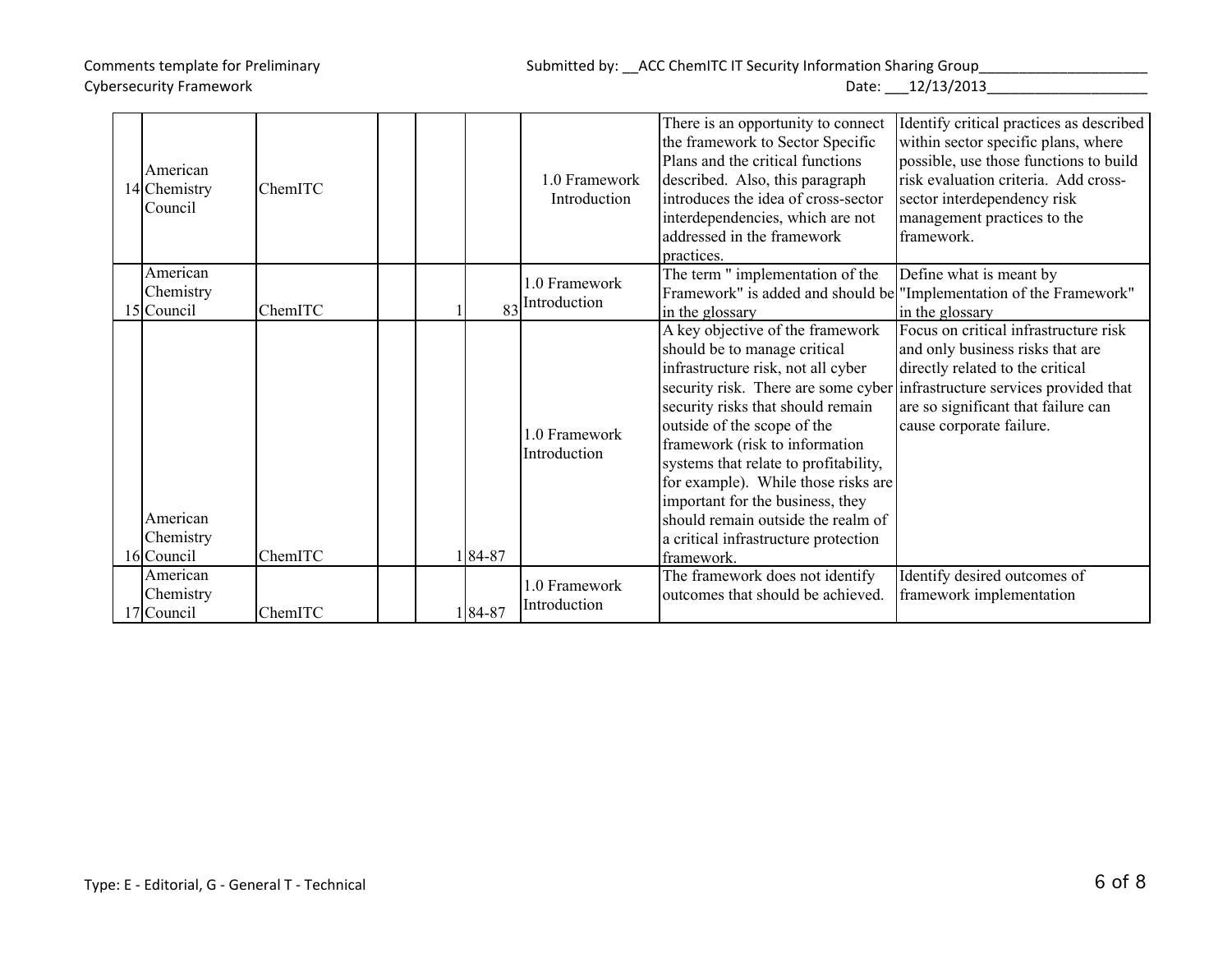Comments template for Preliminary Cybersecurity Framework

Submitted by: __ACC ChemITC IT Security Information Sharing Group_____________________

Date: ___12/13/2013____________________

| # | Organization | Commentor | Type | Page # | Line # | Section | Comment (Include rationale for comment) | Suggested change |
|---|---|---|---|---|---|---|---|---|
| 14 | American Chemistry Council | ChemITC | | | | 1.0 Framework Introduction | There is an opportunity to connect the framework to Sector Specific Plans and the critical functions described. Also, this paragraph introduces the idea of cross-sector interdependencies, which are not addressed in the framework practices. | Identify critical practices as described within sector specific plans, where possible, use those functions to build risk evaluation criteria. Add cross-sector interdependency risk management practices to the framework. |
| 15 | American Chemistry Council | ChemITC | | 1 | 83 | 1.0 Framework Introduction | The term " implementation of the Framework" is added and should be in the glossary | Define what is meant by "Implementation of the Framework" in the glossary |
| 16 | American Chemistry Council | ChemITC | | 1 | 84-87 | 1.0 Framework Introduction | A key objective of the framework should be to manage critical infrastructure risk, not all cyber security risk. There are some cyber security risks that should remain outside of the scope of the framework (risk to information systems that relate to profitability, for example). While those risks are important for the business, they should remain outside the realm of a critical infrastructure protection framework. | Focus on critical infrastructure risk and only business risks that are directly related to the critical infrastructure services provided that are so significant that failure can cause corporate failure. |
| 17 | American Chemistry Council | ChemITC | | 1 | 84-87 | 1.0 Framework Introduction | The framework does not identify outcomes that should be achieved. | Identify desired outcomes of framework implementation |

Type: E - Editorial, G - General T - Technical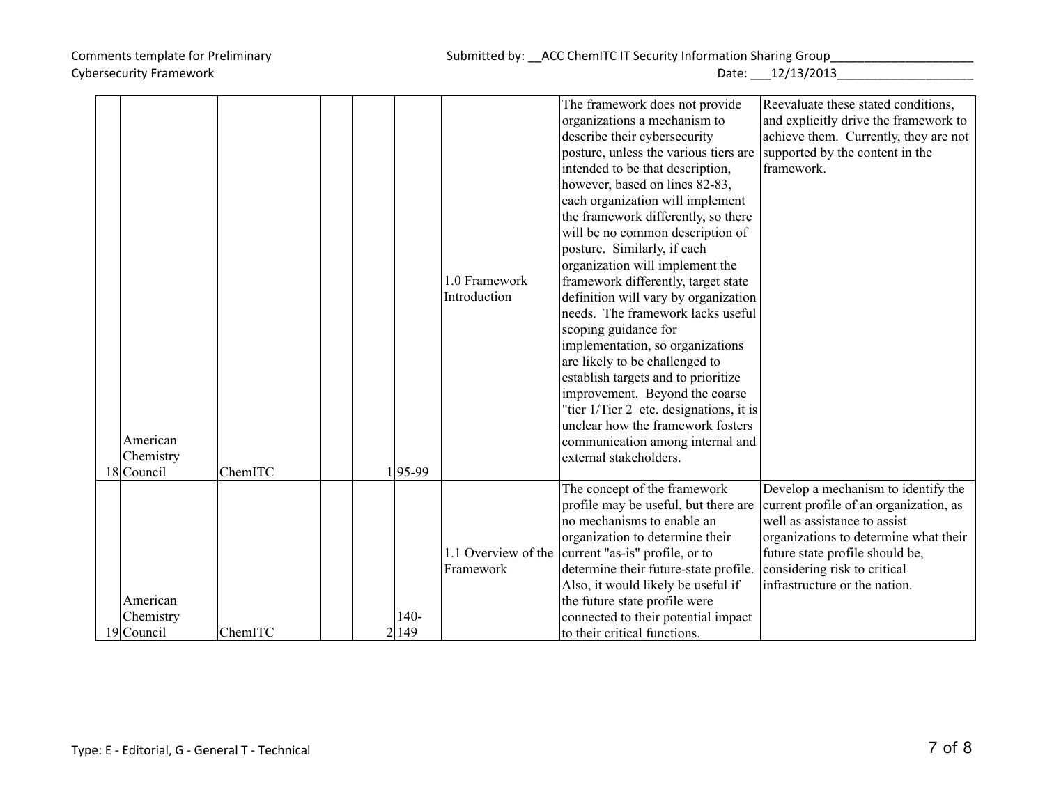Comments template for Preliminary Cybersecurity Framework

Submitted by: __ACC ChemITC IT Security Information Sharing Group______________________

Date: ___12/13/2013_____________________

| | | | | | | | | | |
|---|---|---|---|---|---|---|---|---|---|
| 18 | American Chemistry Council | ChemITC | | | 1 | 95-99 | 1.0 Framework Introduction | The framework does not provide organizations a mechanism to describe their cybersecurity posture, unless the various tiers are intended to be that description, however, based on lines 82-83, each organization will implement the framework differently, so there will be no common description of posture. Similarly, if each organization will implement the framework differently, target state definition will vary by organization needs. The framework lacks useful scoping guidance for implementation, so organizations are likely to be challenged to establish targets and to prioritize improvement. Beyond the coarse "tier 1/Tier 2 etc. designations, it is unclear how the framework fosters communication among internal and external stakeholders. | Reevaluate these stated conditions, and explicitly drive the framework to achieve them. Currently, they are not supported by the content in the framework. |
| 19 | American Chemistry Council | ChemITC | | | 2 | 140-149 | 1.1 Overview of the Framework | The concept of the framework profile may be useful, but there are no mechanisms to enable an organization to determine their current "as-is" profile, or to determine their future-state profile. Also, it would likely be useful if the future state profile were connected to their potential impact to their critical functions. | Develop a mechanism to identify the current profile of an organization, as well as assistance to assist organizations to determine what their future state profile should be, considering risk to critical infrastructure or the nation. |

Type: E - Editorial, G - General T - Technical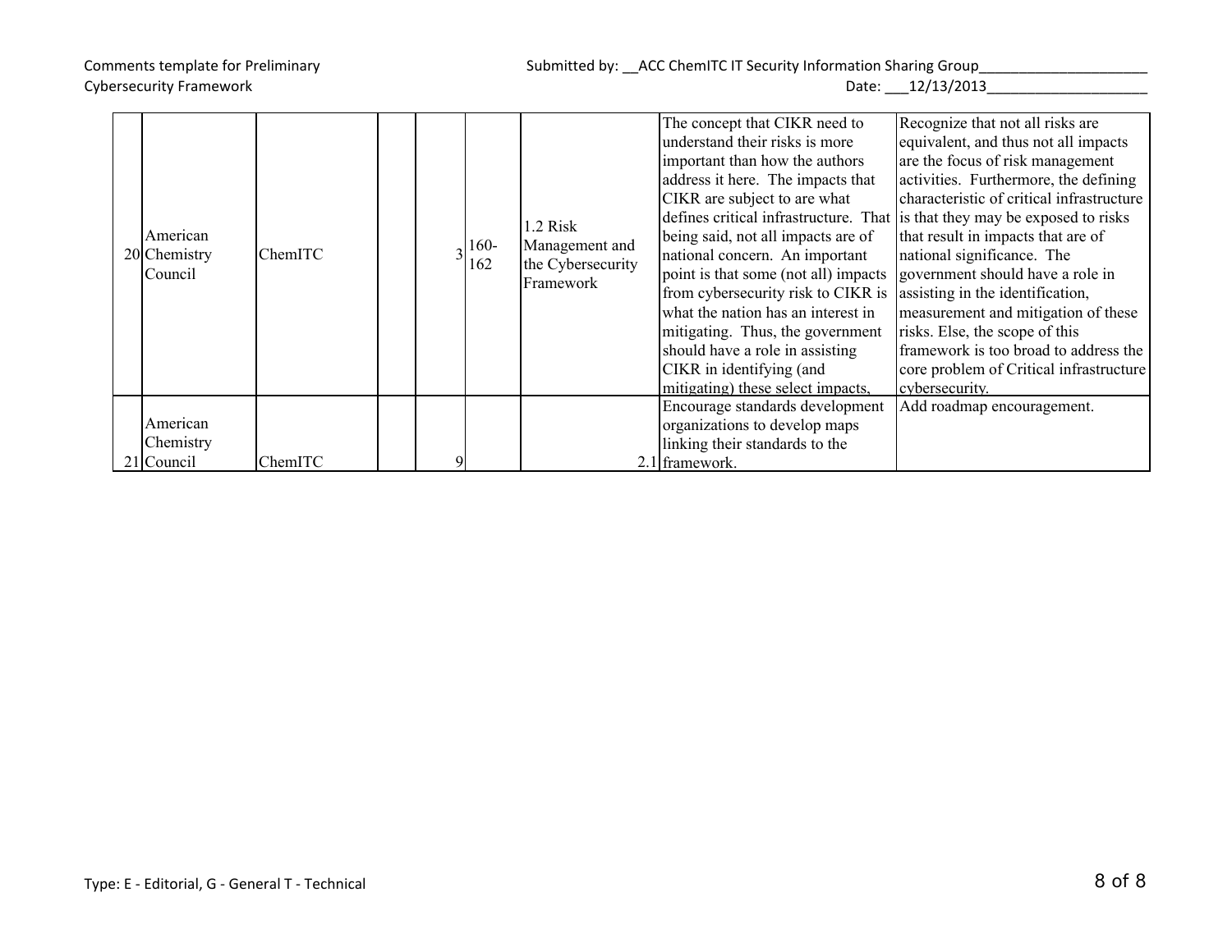| | | | | | | | | |
|---|---|---|---|---|---|---|---|---|
| 20 | American Chemistry Council | ChemITC | | 3 | 160-162 | 1.2 Risk Management and the Cybersecurity Framework | The concept that CIKR need to understand their risks is more important than how the authors address it here. The impacts that CIKR are subject to are what defines critical infrastructure. That being said, not all impacts are of national concern. An important point is that some (not all) impacts from cybersecurity risk to CIKR is what the nation has an interest in mitigating. Thus, the government should have a role in assisting CIKR in identifying (and mitigating) these select impacts, | Recognize that not all risks are equivalent, and thus not all impacts are the focus of risk management activities. Furthermore, the defining characteristic of critical infrastructure is that they may be exposed to risks that result in impacts that are of national significance. The government should have a role in assisting in the identification, measurement and mitigation of these risks. Else, the scope of this framework is too broad to address the core problem of Critical infrastructure cybersecurity. |
| 21 | American Chemistry Council | ChemITC | | 9 | | 2.1 | Encourage standards development organizations to develop maps linking their standards to the framework. | Add roadmap encouragement. |